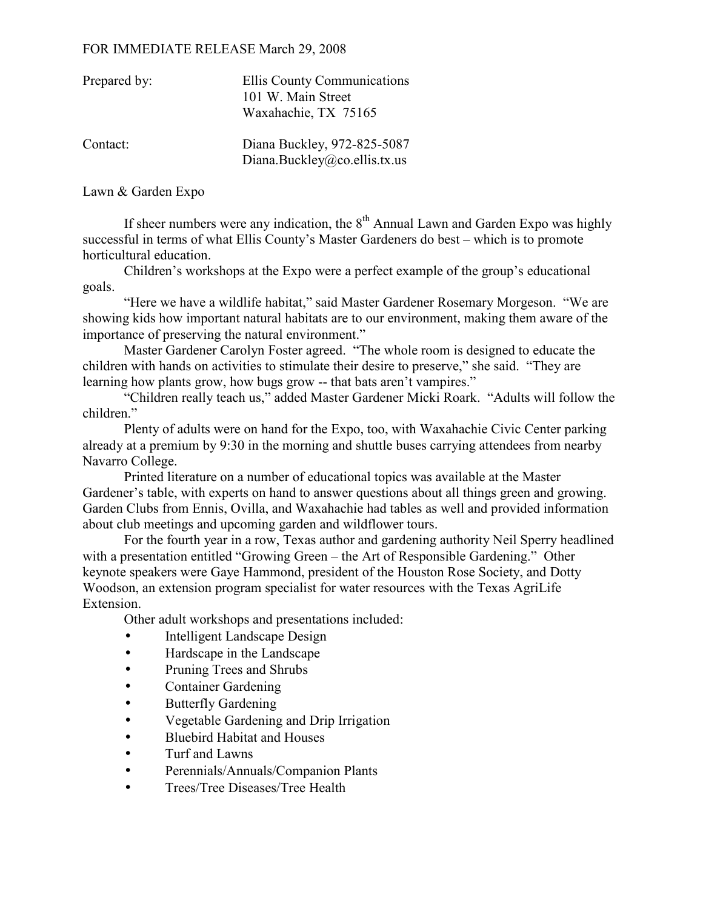FOR IMMEDIATE RELEASE March 29, 2008

| | |
|---|---|
| Prepared by: | Ellis County Communications<br>101 W. Main Street<br>Waxahachie, TX 75165 |
| Contact: | Diana Buckley, 972-825-5087<br>Diana.Buckley@co.ellis.tx.us |

Lawn & Garden Expo

If sheer numbers were any indication, the 8th Annual Lawn and Garden Expo was highly successful in terms of what Ellis County's Master Gardeners do best – which is to promote horticultural education.

Children's workshops at the Expo were a perfect example of the group's educational goals.

"Here we have a wildlife habitat," said Master Gardener Rosemary Morgeson. "We are showing kids how important natural habitats are to our environment, making them aware of the importance of preserving the natural environment."

Master Gardener Carolyn Foster agreed. "The whole room is designed to educate the children with hands on activities to stimulate their desire to preserve," she said. "They are learning how plants grow, how bugs grow -- that bats aren't vampires."

"Children really teach us," added Master Gardener Micki Roark. "Adults will follow the children."

Plenty of adults were on hand for the Expo, too, with Waxahachie Civic Center parking already at a premium by 9:30 in the morning and shuttle buses carrying attendees from nearby Navarro College.

Printed literature on a number of educational topics was available at the Master Gardener's table, with experts on hand to answer questions about all things green and growing. Garden Clubs from Ennis, Ovilla, and Waxahachie had tables as well and provided information about club meetings and upcoming garden and wildflower tours.

For the fourth year in a row, Texas author and gardening authority Neil Sperry headlined with a presentation entitled "Growing Green – the Art of Responsible Gardening." Other keynote speakers were Gaye Hammond, president of the Houston Rose Society, and Dotty Woodson, an extension program specialist for water resources with the Texas AgriLife Extension.

Other adult workshops and presentations included:

- Intelligent Landscape Design
- Hardscape in the Landscape
- Pruning Trees and Shrubs
- Container Gardening
- Butterfly Gardening
- Vegetable Gardening and Drip Irrigation
- Bluebird Habitat and Houses
- Turf and Lawns
- Perennials/Annuals/Companion Plants
- Trees/Tree Diseases/Tree Health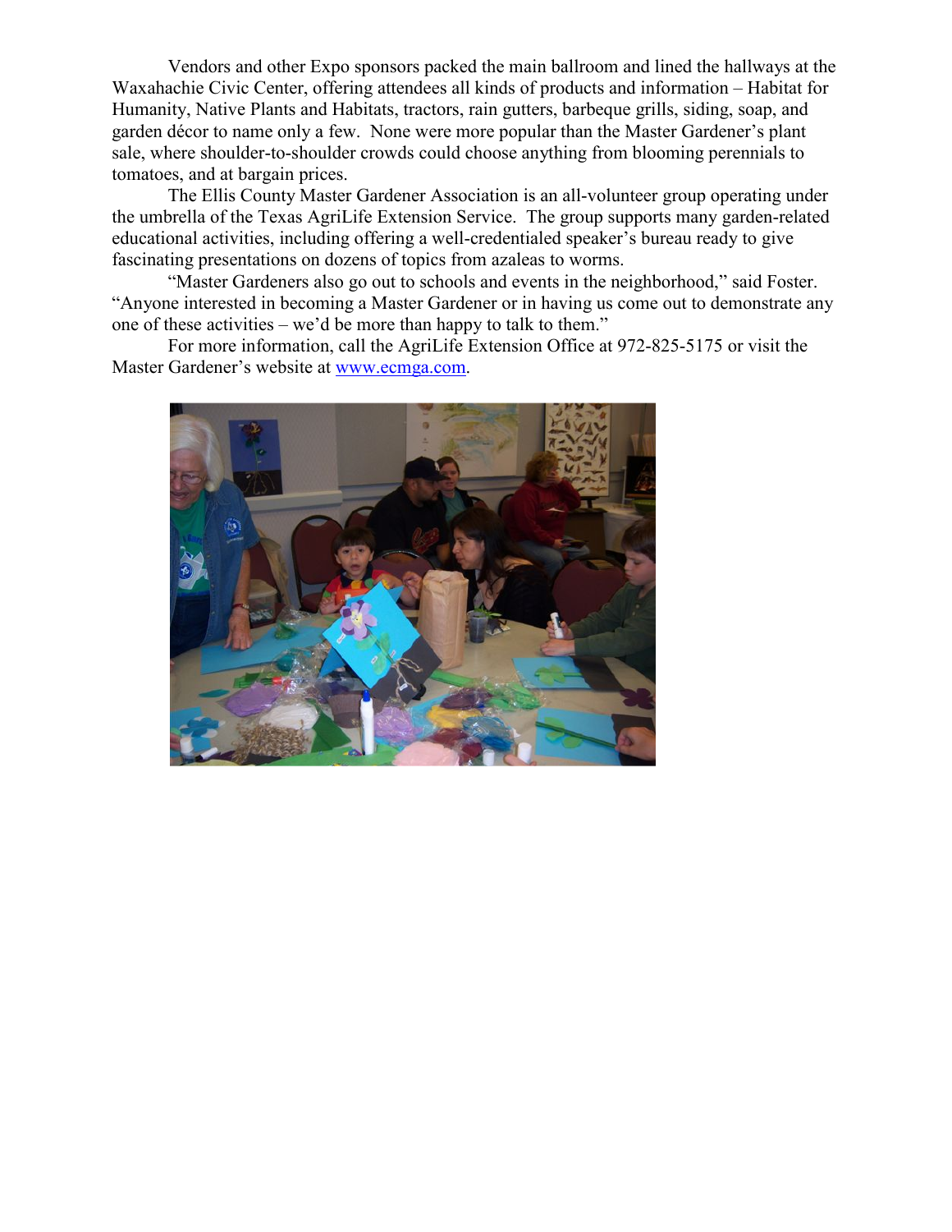Vendors and other Expo sponsors packed the main ballroom and lined the hallways at the Waxahachie Civic Center, offering attendees all kinds of products and information – Habitat for Humanity, Native Plants and Habitats, tractors, rain gutters, barbeque grills, siding, soap, and garden décor to name only a few. None were more popular than the Master Gardener's plant sale, where shoulder-to-shoulder crowds could choose anything from blooming perennials to tomatoes, and at bargain prices.

The Ellis County Master Gardener Association is an all-volunteer group operating under the umbrella of the Texas AgriLife Extension Service. The group supports many garden-related educational activities, including offering a well-credentialed speaker's bureau ready to give fascinating presentations on dozens of topics from azaleas to worms.

"Master Gardeners also go out to schools and events in the neighborhood," said Foster. "Anyone interested in becoming a Master Gardener or in having us come out to demonstrate any one of these activities – we'd be more than happy to talk to them."

For more information, call the AgriLife Extension Office at 972-825-5175 or visit the Master Gardener's website at [www.ecmga.com](http://www.ecmga.com).